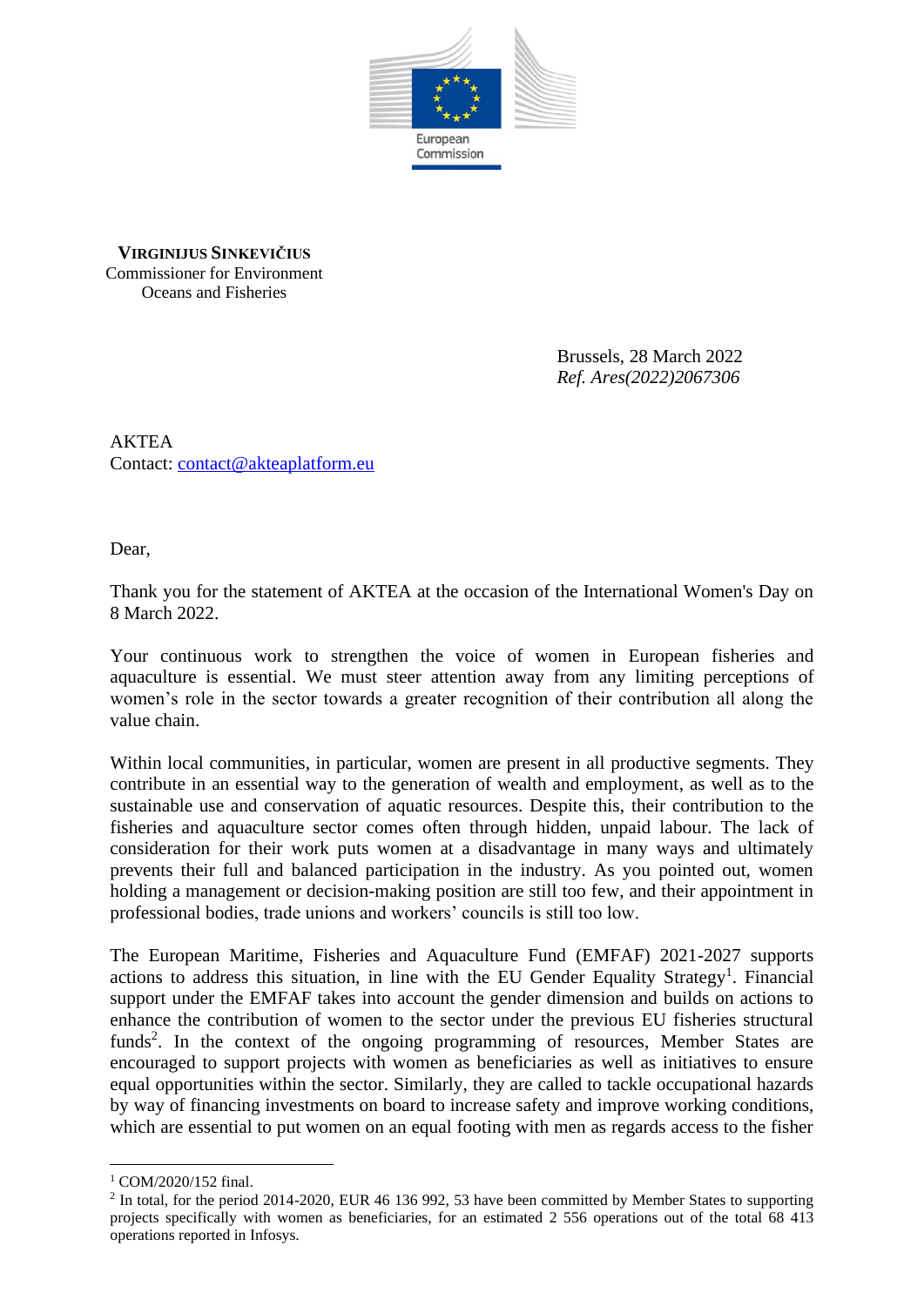European Commission

**VIRGINIJUS SINKEVIČIUS**
Commissioner for Environment
Oceans and Fisheries

Brussels, 28 March 2022
*Ref. Ares(2022)2067306*

AKTEA
Contact: contact@akteaplatform.eu

Dear,

Thank you for the statement of AKTEA at the occasion of the International Women's Day on 8 March 2022.

Your continuous work to strengthen the voice of women in European fisheries and aquaculture is essential. We must steer attention away from any limiting perceptions of women's role in the sector towards a greater recognition of their contribution all along the value chain.

Within local communities, in particular, women are present in all productive segments. They contribute in an essential way to the generation of wealth and employment, as well as to the sustainable use and conservation of aquatic resources. Despite this, their contribution to the fisheries and aquaculture sector comes often through hidden, unpaid labour. The lack of consideration for their work puts women at a disadvantage in many ways and ultimately prevents their full and balanced participation in the industry. As you pointed out, women holding a management or decision-making position are still too few, and their appointment in professional bodies, trade unions and workers' councils is still too low.

The European Maritime, Fisheries and Aquaculture Fund (EMFAF) 2021-2027 supports actions to address this situation, in line with the EU Gender Equality Strategy[1]. Financial support under the EMFAF takes into account the gender dimension and builds on actions to enhance the contribution of women to the sector under the previous EU fisheries structural funds[2]. In the context of the ongoing programming of resources, Member States are encouraged to support projects with women as beneficiaries as well as initiatives to ensure equal opportunities within the sector. Similarly, they are called to tackle occupational hazards by way of financing investments on board to increase safety and improve working conditions, which are essential to put women on an equal footing with men as regards access to the fisher

---

[1] COM/2020/152 final.

[2] In total, for the period 2014-2020, EUR 46 136 992, 53 have been committed by Member States to supporting projects specifically with women as beneficiaries, for an estimated 2 556 operations out of the total 68 413 operations reported in Infosys.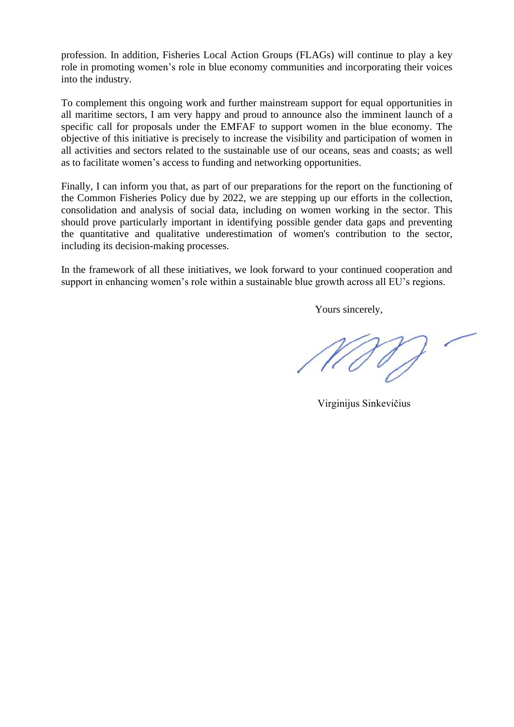profession. In addition, Fisheries Local Action Groups (FLAGs) will continue to play a key role in promoting women's role in blue economy communities and incorporating their voices into the industry.

To complement this ongoing work and further mainstream support for equal opportunities in all maritime sectors, I am very happy and proud to announce also the imminent launch of a specific call for proposals under the EMFAF to support women in the blue economy. The objective of this initiative is precisely to increase the visibility and participation of women in all activities and sectors related to the sustainable use of our oceans, seas and coasts; as well as to facilitate women's access to funding and networking opportunities.

Finally, I can inform you that, as part of our preparations for the report on the functioning of the Common Fisheries Policy due by 2022, we are stepping up our efforts in the collection, consolidation and analysis of social data, including on women working in the sector. This should prove particularly important in identifying possible gender data gaps and preventing the quantitative and qualitative underestimation of women's contribution to the sector, including its decision-making processes.

In the framework of all these initiatives, we look forward to your continued cooperation and support in enhancing women's role within a sustainable blue growth across all EU's regions.

Yours sincerely,

Virginijus Sinkevičius